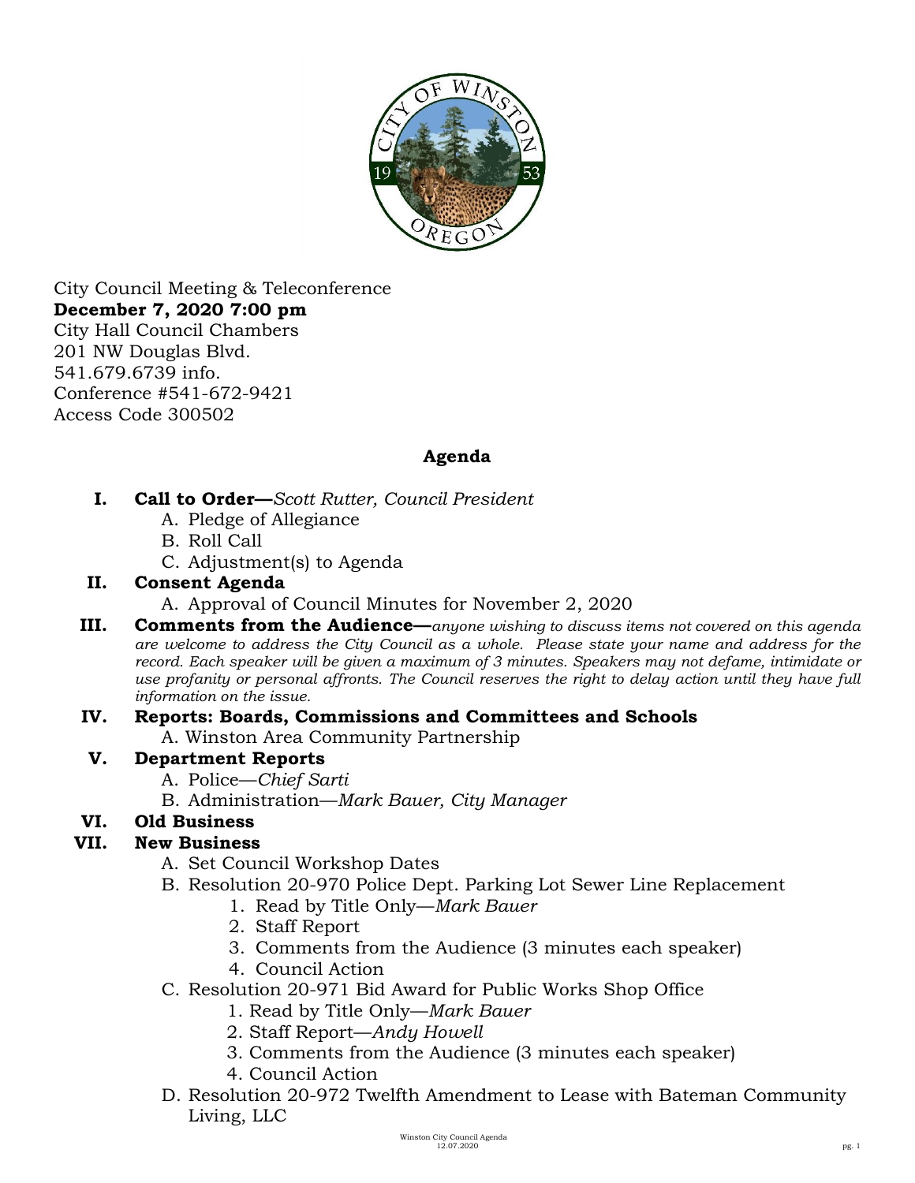City Council Meeting & Teleconference
**December 7, 2020 7:00 pm**
City Hall Council Chambers
201 NW Douglas Blvd.
541.679.6739 info.
Conference #541-672-9421
Access Code 300502

## Agenda

**I. Call to Order—***Scott Rutter, Council President*

- A. Pledge of Allegiance
- B. Roll Call
- C. Adjustment(s) to Agenda

**II. Consent Agenda**

- A. Approval of Council Minutes for November 2, 2020

**III. Comments from the Audience—***anyone wishing to discuss items not covered on this agenda are welcome to address the City Council as a whole. Please state your name and address for the record. Each speaker will be given a maximum of 3 minutes. Speakers may not defame, intimidate or use profanity or personal affronts. The Council reserves the right to delay action until they have full information on the issue.*

**IV. Reports: Boards, Commissions and Committees and Schools**

- A. Winston Area Community Partnership

**V. Department Reports**

- A. Police—*Chief Sarti*
- B. Administration—*Mark Bauer, City Manager*

**VI. Old Business**

**VII. New Business**

- A. Set Council Workshop Dates
- B. Resolution 20-970 Police Dept. Parking Lot Sewer Line Replacement
  1. Read by Title Only—*Mark Bauer*
  2. Staff Report
  3. Comments from the Audience (3 minutes each speaker)
  4. Council Action
- C. Resolution 20-971 Bid Award for Public Works Shop Office
  1. Read by Title Only—*Mark Bauer*
  2. Staff Report—*Andy Howell*
  3. Comments from the Audience (3 minutes each speaker)
  4. Council Action
- D. Resolution 20-972 Twelfth Amendment to Lease with Bateman Community Living, LLC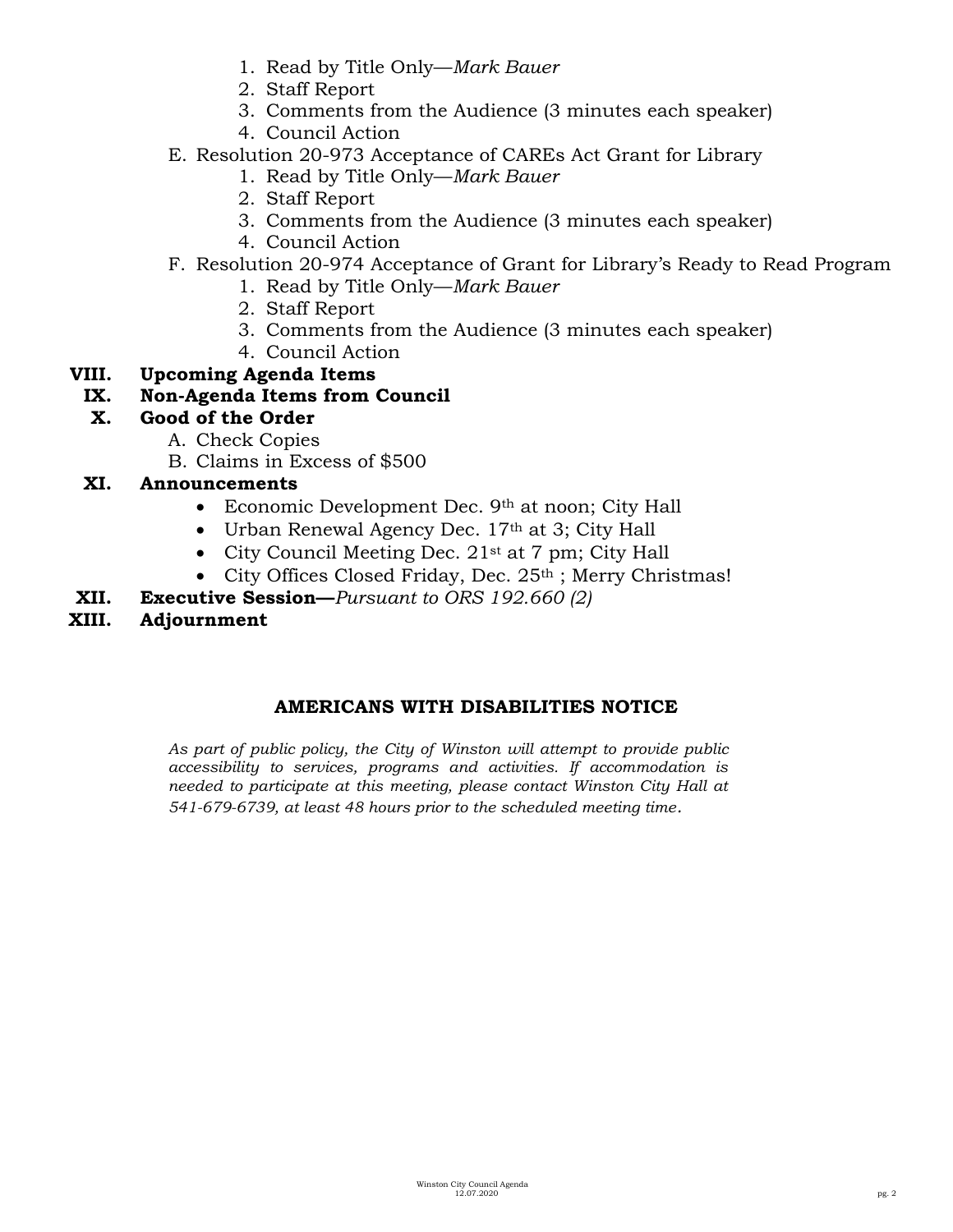1. Read by Title Only—*Mark Bauer*
   2. Staff Report
   3. Comments from the Audience (3 minutes each speaker)
   4. Council Action

E. Resolution 20-973 Acceptance of CAREs Act Grant for Library
   1. Read by Title Only—*Mark Bauer*
   2. Staff Report
   3. Comments from the Audience (3 minutes each speaker)
   4. Council Action

F. Resolution 20-974 Acceptance of Grant for Library's Ready to Read Program
   1. Read by Title Only—*Mark Bauer*
   2. Staff Report
   3. Comments from the Audience (3 minutes each speaker)
   4. Council Action

**VIII. Upcoming Agenda Items**

**IX. Non-Agenda Items from Council**

**X. Good of the Order**

A. Check Copies

B. Claims in Excess of $500

**XI. Announcements**

- Economic Development Dec. 9th at noon; City Hall
- Urban Renewal Agency Dec. 17th at 3; City Hall
- City Council Meeting Dec. 21st at 7 pm; City Hall
- City Offices Closed Friday, Dec. 25th ; Merry Christmas!

**XII. Executive Session—***Pursuant to ORS 192.660 (2)*

**XIII. Adjournment**

## AMERICANS WITH DISABILITIES NOTICE

*As part of public policy, the City of Winston will attempt to provide public accessibility to services, programs and activities. If accommodation is needed to participate at this meeting, please contact Winston City Hall at 541-679-6739, at least 48 hours prior to the scheduled meeting time.*